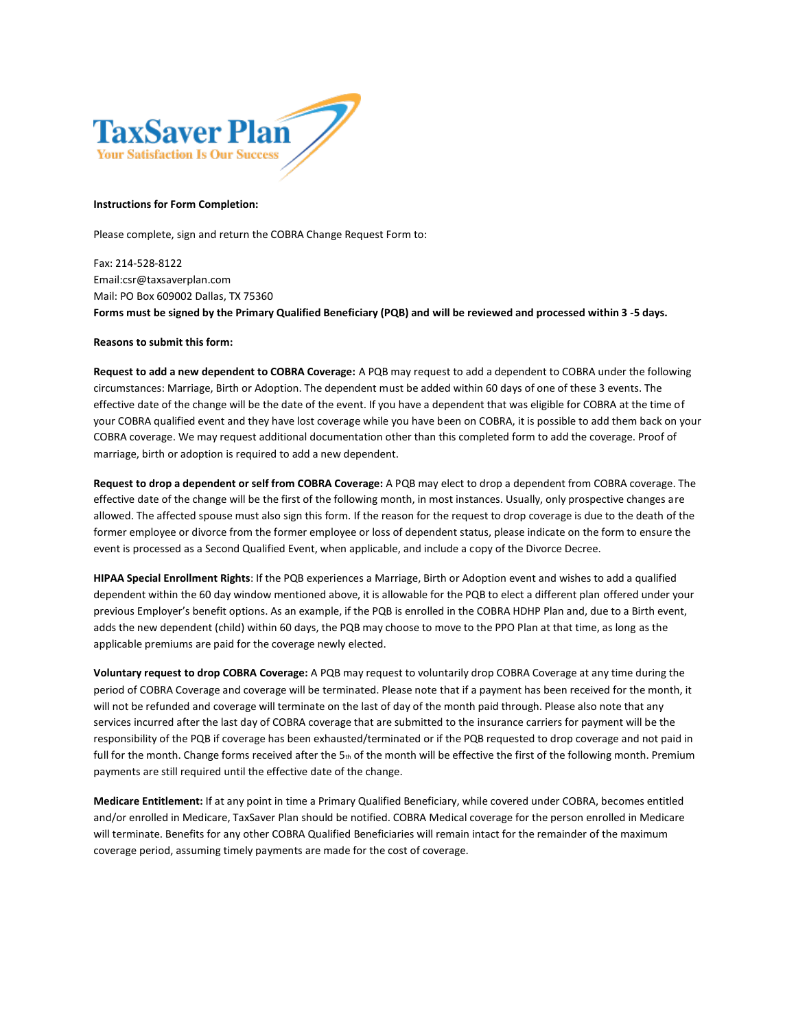TaxSaver Plan

Your Satisfaction Is Our Success

**Instructions for Form Completion:**

Please complete, sign and return the COBRA Change Request Form to:

Fax: 214-528-8122
Email:csr@taxsaverplan.com
Mail: PO Box 609002 Dallas, TX 75360
**Forms must be signed by the Primary Qualified Beneficiary (PQB) and will be reviewed and processed within 3 -5 days.**

**Reasons to submit this form:**

**Request to add a new dependent to COBRA Coverage:** A PQB may request to add a dependent to COBRA under the following circumstances: Marriage, Birth or Adoption. The dependent must be added within 60 days of one of these 3 events. The effective date of the change will be the date of the event. If you have a dependent that was eligible for COBRA at the time of your COBRA qualified event and they have lost coverage while you have been on COBRA, it is possible to add them back on your COBRA coverage. We may request additional documentation other than this completed form to add the coverage. Proof of marriage, birth or adoption is required to add a new dependent.

**Request to drop a dependent or self from COBRA Coverage:** A PQB may elect to drop a dependent from COBRA coverage. The effective date of the change will be the first of the following month, in most instances. Usually, only prospective changes are allowed. The affected spouse must also sign this form. If the reason for the request to drop coverage is due to the death of the former employee or divorce from the former employee or loss of dependent status, please indicate on the form to ensure the event is processed as a Second Qualified Event, when applicable, and include a copy of the Divorce Decree.

**HIPAA Special Enrollment Rights**: If the PQB experiences a Marriage, Birth or Adoption event and wishes to add a qualified dependent within the 60 day window mentioned above, it is allowable for the PQB to elect a different plan offered under your previous Employer's benefit options. As an example, if the PQB is enrolled in the COBRA HDHP Plan and, due to a Birth event, adds the new dependent (child) within 60 days, the PQB may choose to move to the PPO Plan at that time, as long as the applicable premiums are paid for the coverage newly elected.

**Voluntary request to drop COBRA Coverage:** A PQB may request to voluntarily drop COBRA Coverage at any time during the period of COBRA Coverage and coverage will be terminated. Please note that if a payment has been received for the month, it will not be refunded and coverage will terminate on the last of day of the month paid through. Please also note that any services incurred after the last day of COBRA coverage that are submitted to the insurance carriers for payment will be the responsibility of the PQB if coverage has been exhausted/terminated or if the PQB requested to drop coverage and not paid in full for the month. Change forms received after the 5th of the month will be effective the first of the following month. Premium payments are still required until the effective date of the change.

**Medicare Entitlement:** If at any point in time a Primary Qualified Beneficiary, while covered under COBRA, becomes entitled and/or enrolled in Medicare, TaxSaver Plan should be notified. COBRA Medical coverage for the person enrolled in Medicare will terminate. Benefits for any other COBRA Qualified Beneficiaries will remain intact for the remainder of the maximum coverage period, assuming timely payments are made for the cost of coverage.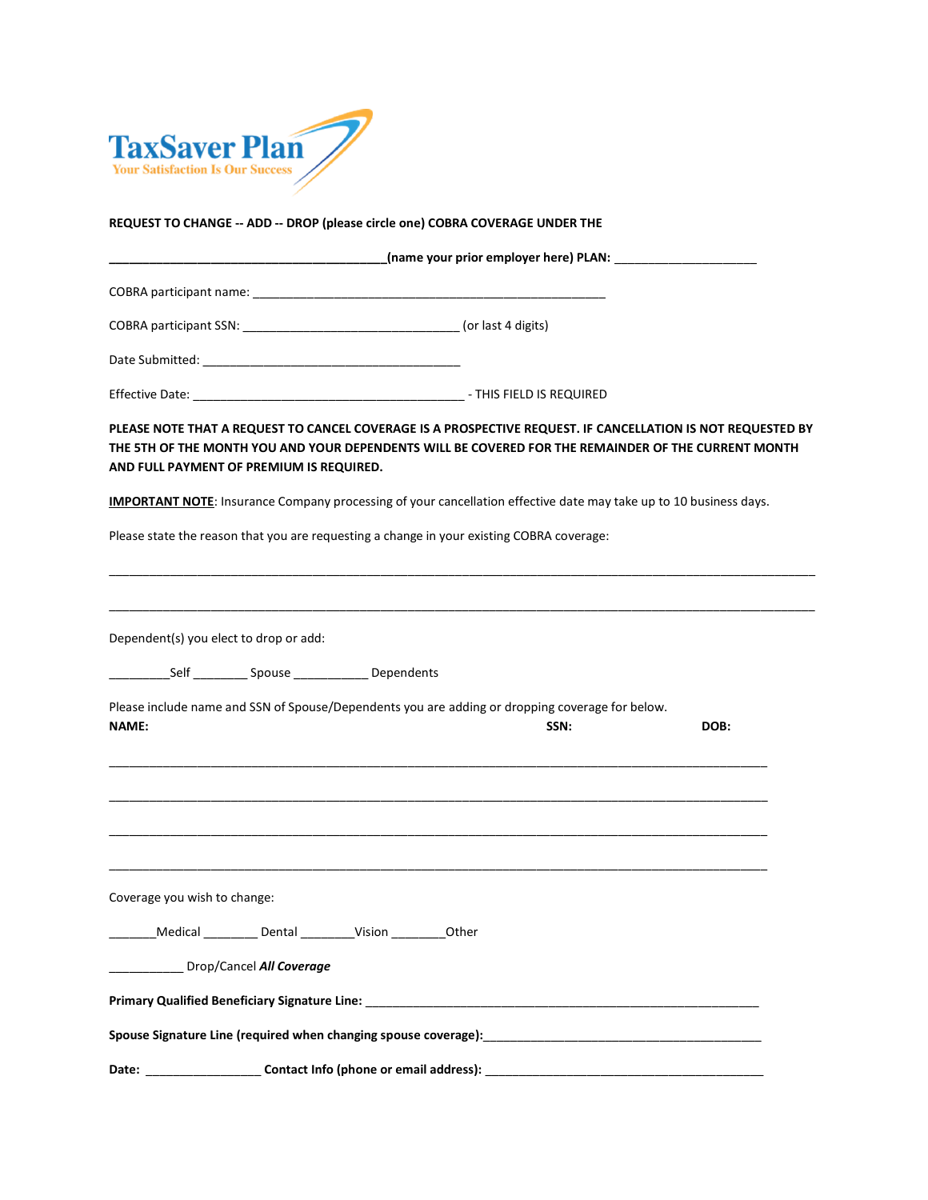TaxSaver Plan
Your Satisfaction Is Our Success

**REQUEST TO CHANGE -- ADD -- DROP (please circle one) COBRA COVERAGE UNDER THE**

**_________________________________________(name your prior employer here) PLAN:** _____________________

COBRA participant name: ____________________________________________________

COBRA participant SSN: _______________________________ (or last 4 digits)

Date Submitted: _____________________________________

Effective Date: _______________________________________ - THIS FIELD IS REQUIRED

**PLEASE NOTE THAT A REQUEST TO CANCEL COVERAGE IS A PROSPECTIVE REQUEST. IF CANCELLATION IS NOT REQUESTED BY THE 5TH OF THE MONTH YOU AND YOUR DEPENDENTS WILL BE COVERED FOR THE REMAINDER OF THE CURRENT MONTH AND FULL PAYMENT OF PREMIUM IS REQUIRED.**

**IMPORTANT NOTE**: Insurance Company processing of your cancellation effective date may take up to 10 business days.

Please state the reason that you are requesting a change in your existing COBRA coverage:

_____________________________________________________________________________________________________

_____________________________________________________________________________________________________

Dependent(s) you elect to drop or add:

_________Self ________ Spouse ___________ Dependents

Please include name and SSN of Spouse/Dependents you are adding or dropping coverage for below.

**NAME:** **SSN:** **DOB:**

______________________________________________________________________________________________

______________________________________________________________________________________________

______________________________________________________________________________________________

______________________________________________________________________________________________

Coverage you wish to change:

_______Medical ________ Dental ________Vision ________Other

___________ Drop/Cancel ***All Coverage***

**Primary Qualified Beneficiary Signature Line:** _____________________________________________________________

**Spouse Signature Line (required when changing spouse coverage):**__________________________________________

**Date:** ________________ **Contact Info (phone or email address):** _________________________________________